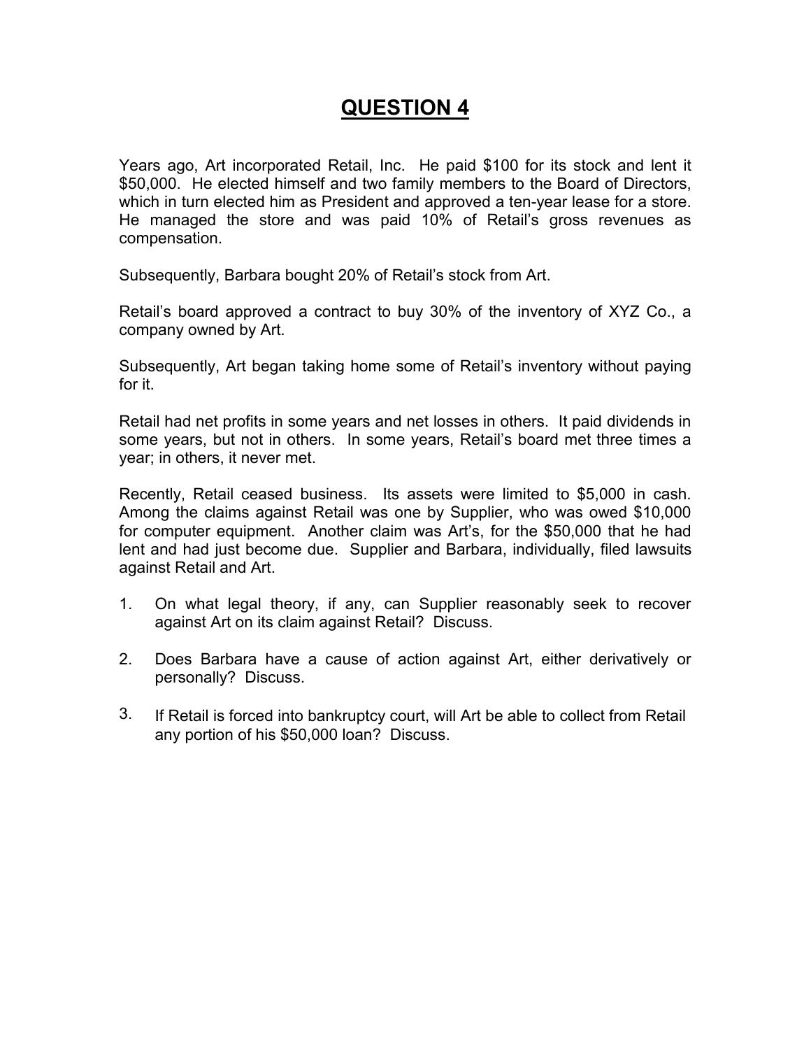# QUESTION 4

Years ago, Art incorporated Retail, Inc. He paid $100 for its stock and lent it $50,000. He elected himself and two family members to the Board of Directors, which in turn elected him as President and approved a ten-year lease for a store. He managed the store and was paid 10% of Retail's gross revenues as compensation.

Subsequently, Barbara bought 20% of Retail's stock from Art.

Retail's board approved a contract to buy 30% of the inventory of XYZ Co., a company owned by Art.

Subsequently, Art began taking home some of Retail's inventory without paying for it.

Retail had net profits in some years and net losses in others. It paid dividends in some years, but not in others. In some years, Retail's board met three times a year; in others, it never met.

Recently, Retail ceased business. Its assets were limited to $5,000 in cash. Among the claims against Retail was one by Supplier, who was owed $10,000 for computer equipment. Another claim was Art's, for the $50,000 that he had lent and had just become due. Supplier and Barbara, individually, filed lawsuits against Retail and Art.

1. On what legal theory, if any, can Supplier reasonably seek to recover against Art on its claim against Retail? Discuss.
2. Does Barbara have a cause of action against Art, either derivatively or personally? Discuss.
3. If Retail is forced into bankruptcy court, will Art be able to collect from Retail any portion of his $50,000 loan? Discuss.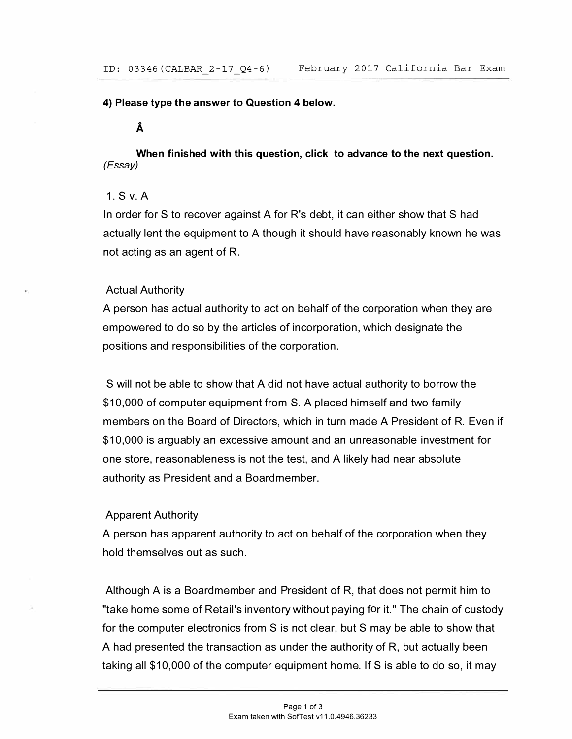**4) Please type the answer to Question 4 below.**

**Â**

**When finished with this question, click to advance to the next question.**
*(Essay)*

1. S v. A

In order for S to recover against A for R's debt, it can either show that S had actually lent the equipment to A though it should have reasonably known he was not acting as an agent of R.

Actual Authority

A person has actual authority to act on behalf of the corporation when they are empowered to do so by the articles of incorporation, which designate the positions and responsibilities of the corporation.

S will not be able to show that A did not have actual authority to borrow the $10,000 of computer equipment from S. A placed himself and two family members on the Board of Directors, which in turn made A President of R. Even if $10,000 is arguably an excessive amount and an unreasonable investment for one store, reasonableness is not the test, and A likely had near absolute authority as President and a Boardmember.

Apparent Authority

A person has apparent authority to act on behalf of the corporation when they hold themselves out as such.

Although A is a Boardmember and President of R, that does not permit him to "take home some of Retail's inventory without paying for it." The chain of custody for the computer electronics from S is not clear, but S may be able to show that A had presented the transaction as under the authority of R, but actually been taking all $10,000 of the computer equipment home. If S is able to do so, it may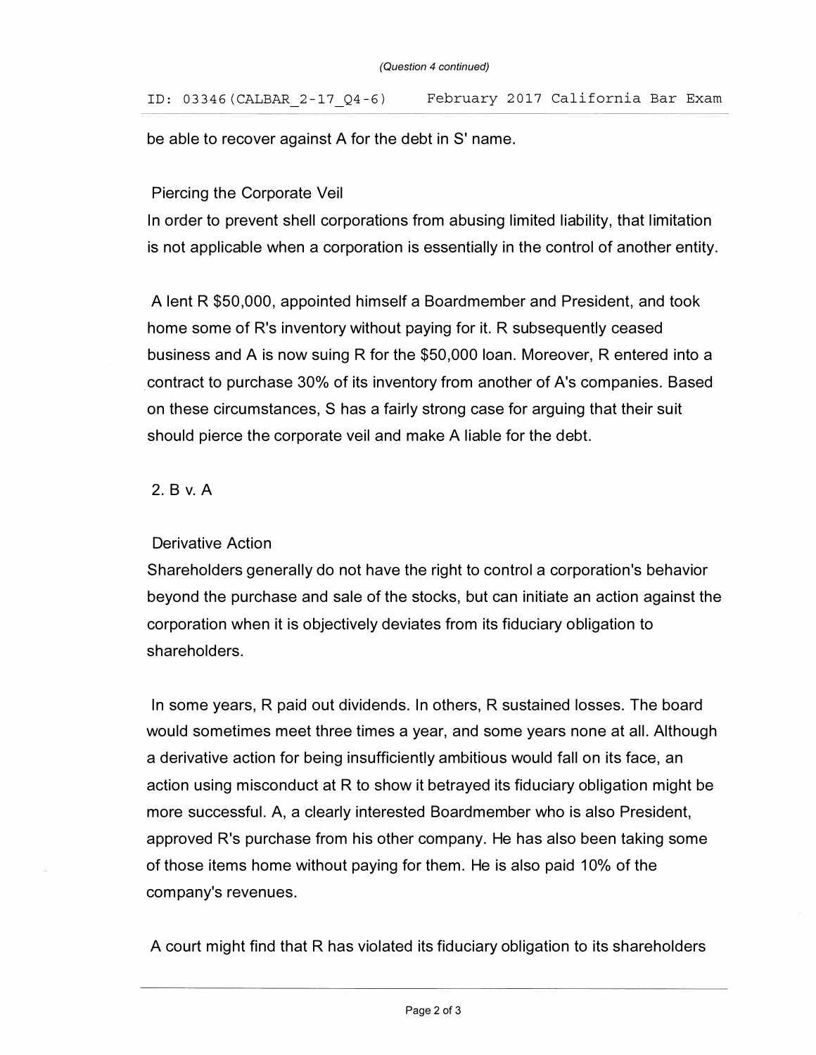be able to recover against A for the debt in S' name.

Piercing the Corporate Veil

In order to prevent shell corporations from abusing limited liability, that limitation is not applicable when a corporation is essentially in the control of another entity.

A lent R $50,000, appointed himself a Boardmember and President, and took home some of R's inventory without paying for it. R subsequently ceased business and A is now suing R for the $50,000 loan. Moreover, R entered into a contract to purchase 30% of its inventory from another of A's companies. Based on these circumstances, S has a fairly strong case for arguing that their suit should pierce the corporate veil and make A liable for the debt.

2. B v. A

Derivative Action

Shareholders generally do not have the right to control a corporation's behavior beyond the purchase and sale of the stocks, but can initiate an action against the corporation when it is objectively deviates from its fiduciary obligation to shareholders.

In some years, R paid out dividends. In others, R sustained losses. The board would sometimes meet three times a year, and some years none at all. Although a derivative action for being insufficiently ambitious would fall on its face, an action using misconduct at R to show it betrayed its fiduciary obligation might be more successful. A, a clearly interested Boardmember who is also President, approved R's purchase from his other company. He has also been taking some of those items home without paying for them. He is also paid 10% of the company's revenues.

A court might find that R has violated its fiduciary obligation to its shareholders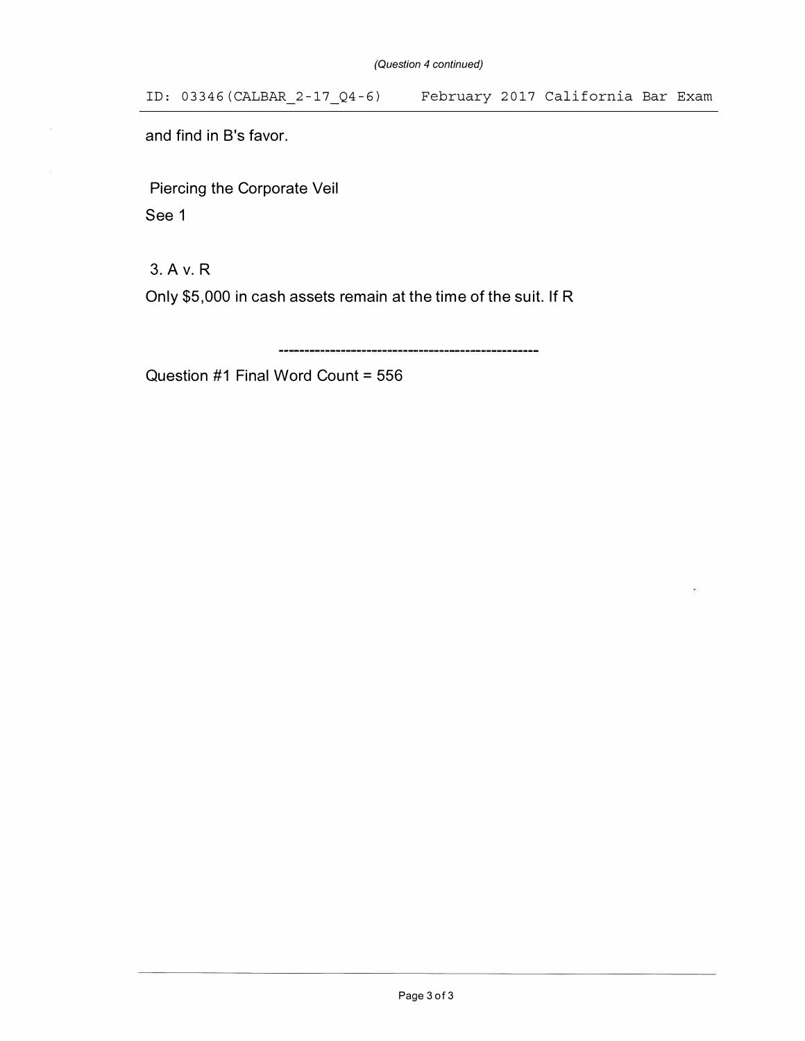and find in B's favor.

Piercing the Corporate Veil

See 1

3. A v. R

Only $5,000 in cash assets remain at the time of the suit. If R

---

Question #1 Final Word Count = 556